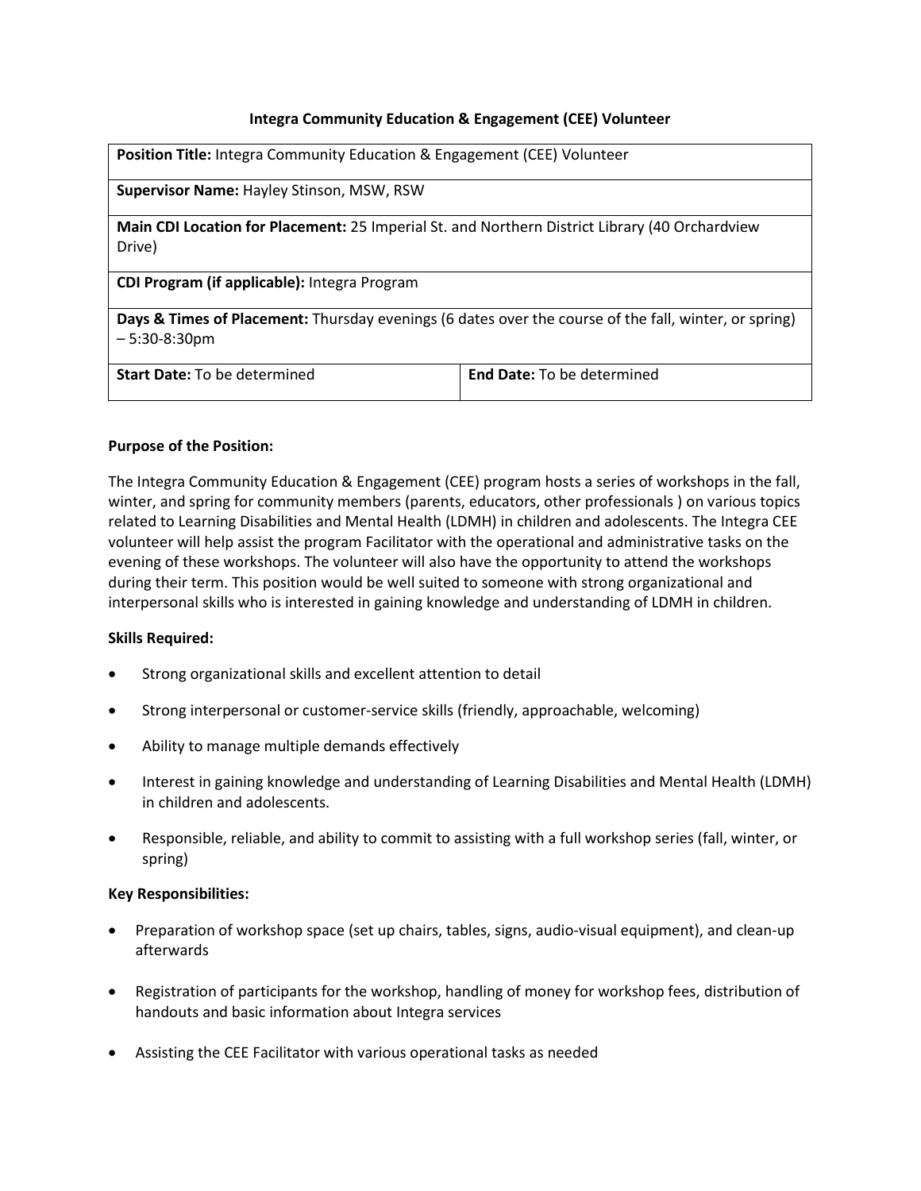# Integra Community Education & Engagement (CEE) Volunteer

| **Position Title:** Integra Community Education & Engagement (CEE) Volunteer | |
|---|---|
| **Supervisor Name:** Hayley Stinson, MSW, RSW | |
| **Main CDI Location for Placement:** 25 Imperial St. and Northern District Library (40 Orchardview Drive) | |
| **CDI Program (if applicable):** Integra Program | |
| **Days & Times of Placement:** Thursday evenings (6 dates over the course of the fall, winter, or spring) – 5:30-8:30pm | |
| **Start Date:** To be determined | **End Date:** To be determined |

**Purpose of the Position:**

The Integra Community Education & Engagement (CEE) program hosts a series of workshops in the fall, winter, and spring for community members (parents, educators, other professionals ) on various topics related to Learning Disabilities and Mental Health (LDMH) in children and adolescents. The Integra CEE volunteer will help assist the program Facilitator with the operational and administrative tasks on the evening of these workshops. The volunteer will also have the opportunity to attend the workshops during their term. This position would be well suited to someone with strong organizational and interpersonal skills who is interested in gaining knowledge and understanding of LDMH in children.

**Skills Required:**

- Strong organizational skills and excellent attention to detail
- Strong interpersonal or customer-service skills (friendly, approachable, welcoming)
- Ability to manage multiple demands effectively
- Interest in gaining knowledge and understanding of Learning Disabilities and Mental Health (LDMH) in children and adolescents.
- Responsible, reliable, and ability to commit to assisting with a full workshop series (fall, winter, or spring)

**Key Responsibilities:**

- Preparation of workshop space (set up chairs, tables, signs, audio-visual equipment), and clean-up afterwards
- Registration of participants for the workshop, handling of money for workshop fees, distribution of handouts and basic information about Integra services
- Assisting the CEE Facilitator with various operational tasks as needed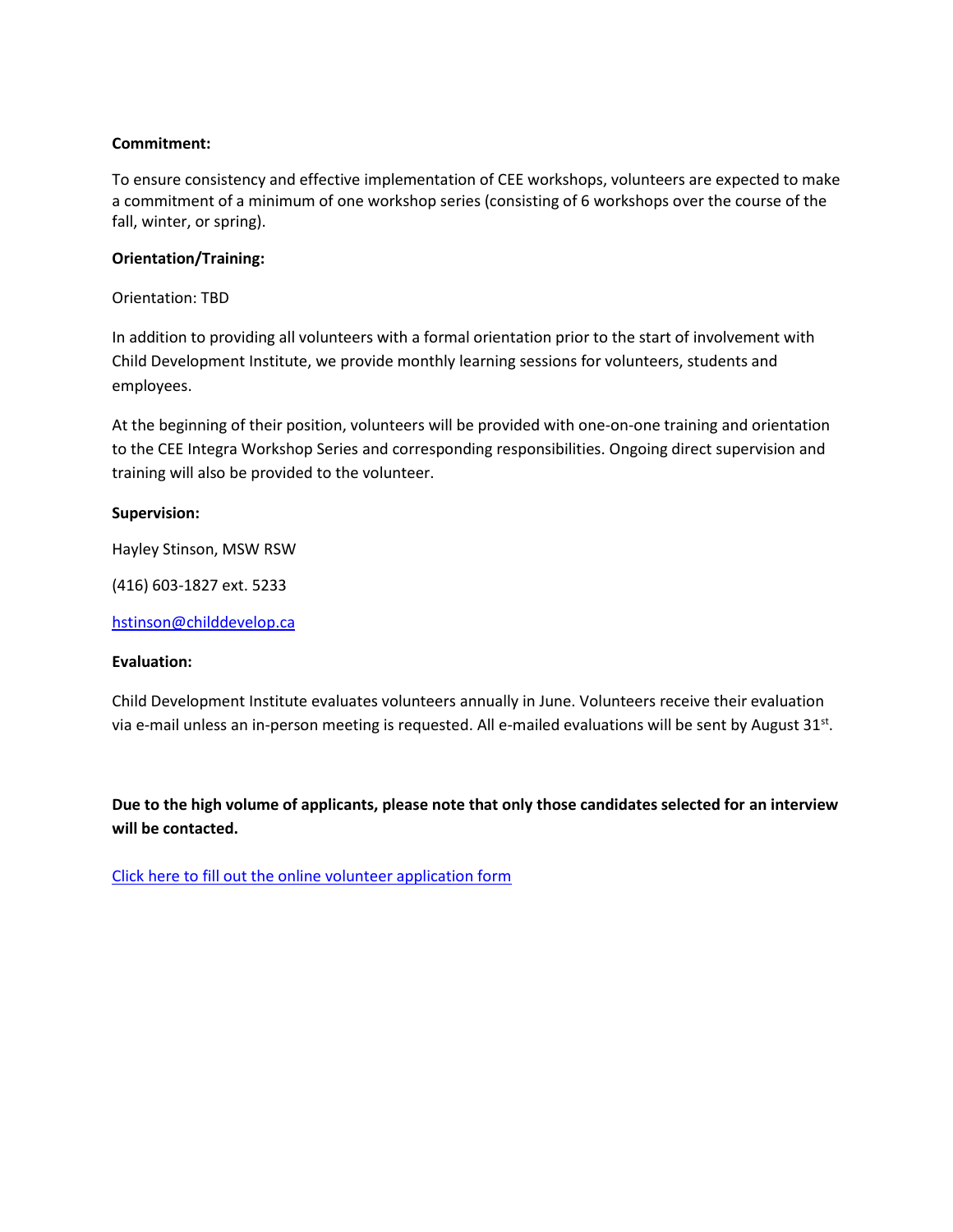**Commitment:**

To ensure consistency and effective implementation of CEE workshops, volunteers are expected to make a commitment of a minimum of one workshop series (consisting of 6 workshops over the course of the fall, winter, or spring).

**Orientation/Training:**

Orientation: TBD

In addition to providing all volunteers with a formal orientation prior to the start of involvement with Child Development Institute, we provide monthly learning sessions for volunteers, students and employees.

At the beginning of their position, volunteers will be provided with one-on-one training and orientation to the CEE Integra Workshop Series and corresponding responsibilities. Ongoing direct supervision and training will also be provided to the volunteer.

**Supervision:**

Hayley Stinson, MSW RSW

(416) 603-1827 ext. 5233

hstinson@childdevelop.ca

**Evaluation:**

Child Development Institute evaluates volunteers annually in June. Volunteers receive their evaluation via e-mail unless an in-person meeting is requested. All e-mailed evaluations will be sent by August 31st.

**Due to the high volume of applicants, please note that only those candidates selected for an interview will be contacted.**

Click here to fill out the online volunteer application form